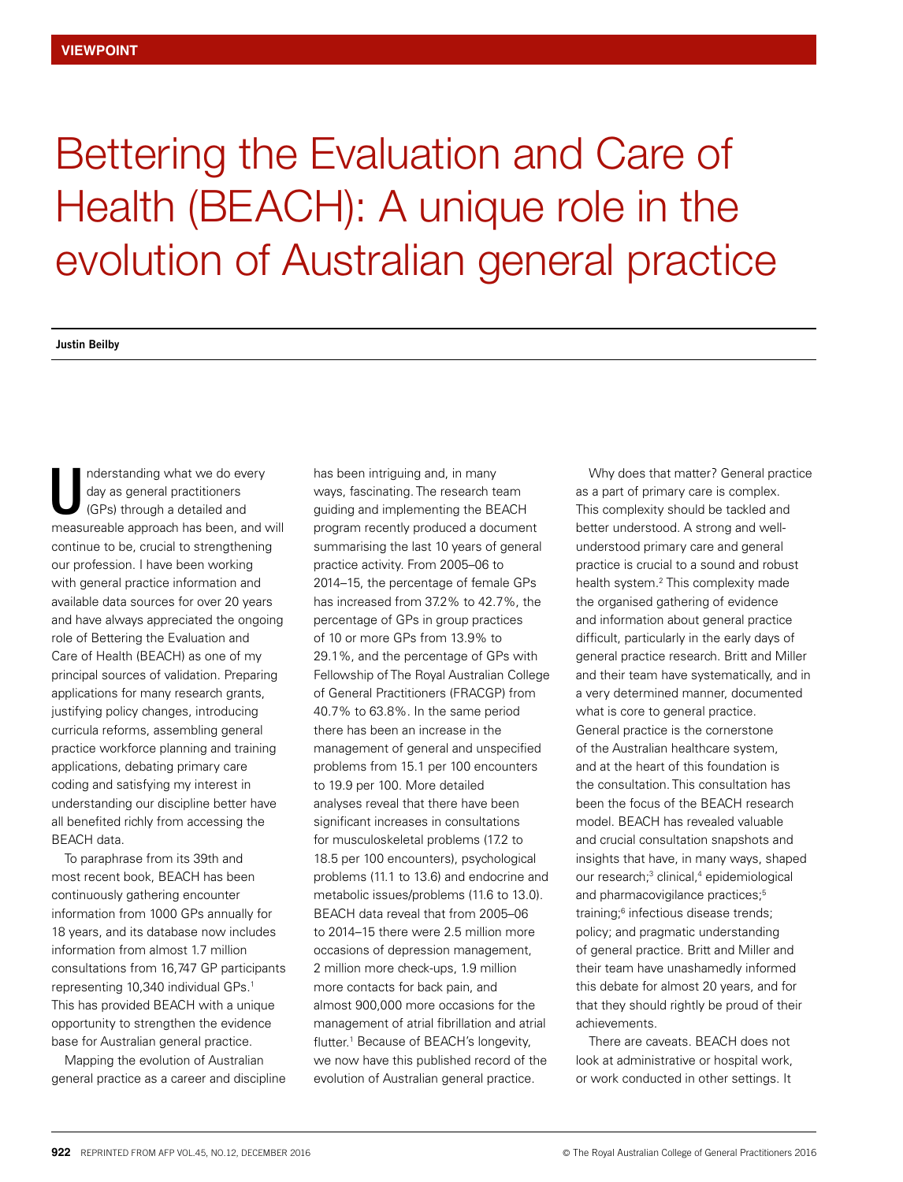VIEWPOINT

# Bettering the Evaluation and Care of Health (BEACH): A unique role in the evolution of Australian general practice

**Justin Beilby**

Understanding what we do every day as general practitioners (GPs) through a detailed and measureable approach has been, and will continue to be, crucial to strengthening our profession. I have been working with general practice information and available data sources for over 20 years and have always appreciated the ongoing role of Bettering the Evaluation and Care of Health (BEACH) as one of my principal sources of validation. Preparing applications for many research grants, justifying policy changes, introducing curricula reforms, assembling general practice workforce planning and training applications, debating primary care coding and satisfying my interest in understanding our discipline better have all benefited richly from accessing the BEACH data.

To paraphrase from its 39th and most recent book, BEACH has been continuously gathering encounter information from 1000 GPs annually for 18 years, and its database now includes information from almost 1.7 million consultations from 16,747 GP participants representing 10,340 individual GPs.[1] This has provided BEACH with a unique opportunity to strengthen the evidence base for Australian general practice.

Mapping the evolution of Australian general practice as a career and discipline has been intriguing and, in many ways, fascinating. The research team guiding and implementing the BEACH program recently produced a document summarising the last 10 years of general practice activity. From 2005–06 to 2014–15, the percentage of female GPs has increased from 37.2% to 42.7%, the percentage of GPs in group practices of 10 or more GPs from 13.9% to 29.1%, and the percentage of GPs with Fellowship of The Royal Australian College of General Practitioners (FRACGP) from 40.7% to 63.8%. In the same period there has been an increase in the management of general and unspecified problems from 15.1 per 100 encounters to 19.9 per 100. More detailed analyses reveal that there have been significant increases in consultations for musculoskeletal problems (17.2 to 18.5 per 100 encounters), psychological problems (11.1 to 13.6) and endocrine and metabolic issues/problems (11.6 to 13.0). BEACH data reveal that from 2005–06 to 2014–15 there were 2.5 million more occasions of depression management, 2 million more check-ups, 1.9 million more contacts for back pain, and almost 900,000 more occasions for the management of atrial fibrillation and atrial flutter.[1] Because of BEACH's longevity, we now have this published record of the evolution of Australian general practice.

Why does that matter? General practice as a part of primary care is complex. This complexity should be tackled and better understood. A strong and well-understood primary care and general practice is crucial to a sound and robust health system.[2] This complexity made the organised gathering of evidence and information about general practice difficult, particularly in the early days of general practice research. Britt and Miller and their team have systematically, and in a very determined manner, documented what is core to general practice. General practice is the cornerstone of the Australian healthcare system, and at the heart of this foundation is the consultation. This consultation has been the focus of the BEACH research model. BEACH has revealed valuable and crucial consultation snapshots and insights that have, in many ways, shaped our research;[3] clinical,[4] epidemiological and pharmacovigilance practices;[5] training;[6] infectious disease trends; policy; and pragmatic understanding of general practice. Britt and Miller and their team have unashamedly informed this debate for almost 20 years, and for that they should rightly be proud of their achievements.

There are caveats. BEACH does not look at administrative or hospital work, or work conducted in other settings. It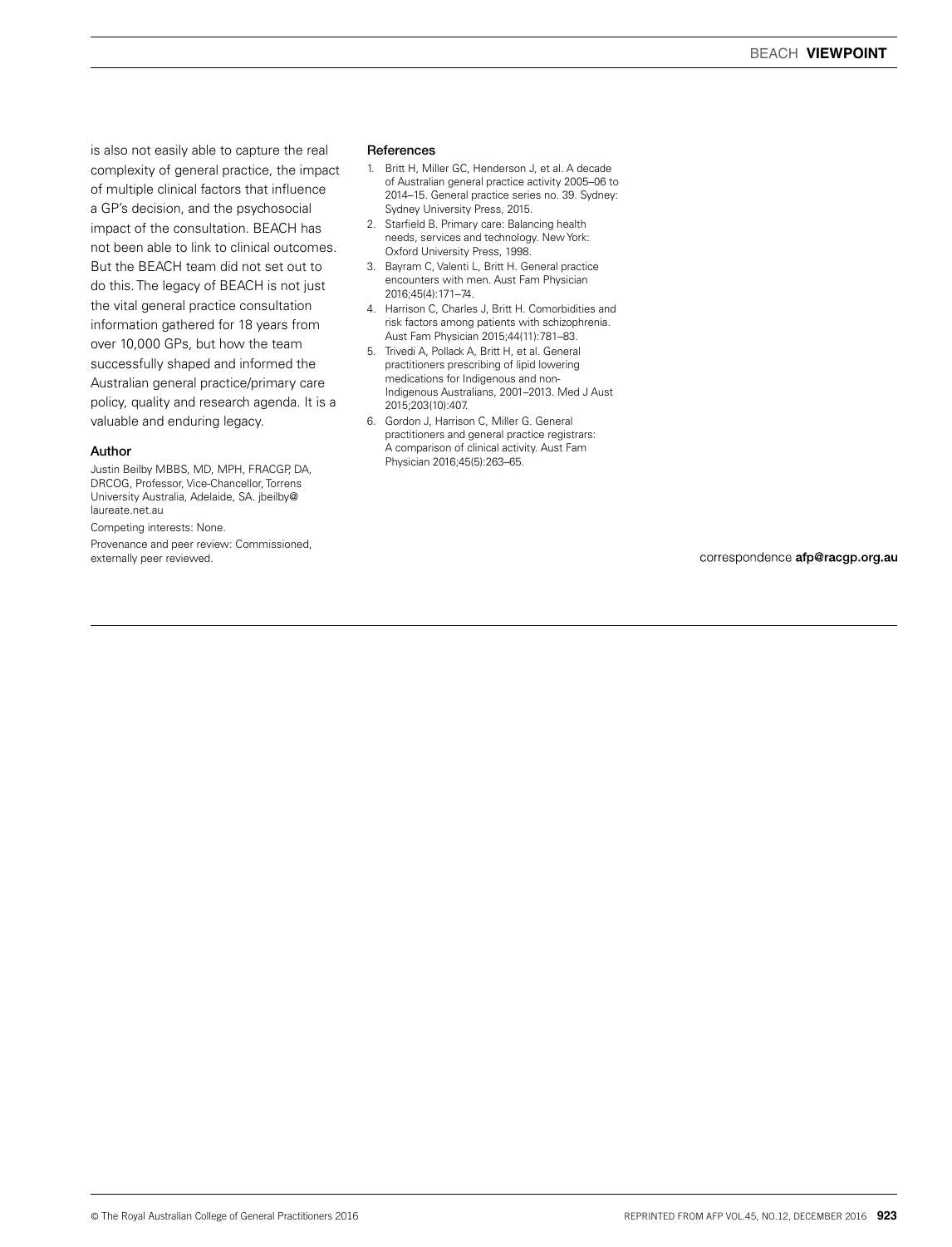is also not easily able to capture the real complexity of general practice, the impact of multiple clinical factors that influence a GP's decision, and the psychosocial impact of the consultation. BEACH has not been able to link to clinical outcomes. But the BEACH team did not set out to do this. The legacy of BEACH is not just the vital general practice consultation information gathered for 18 years from over 10,000 GPs, but how the team successfully shaped and informed the Australian general practice/primary care policy, quality and research agenda. It is a valuable and enduring legacy.

#### Author

Justin Beilby MBBS, MD, MPH, FRACGP, DA, DRCOG, Professor, Vice-Chancellor, Torrens University Australia, Adelaide, SA. jbeilby@laureate.net.au

Competing interests: None.

Provenance and peer review: Commissioned, externally peer reviewed.

#### References

1. Britt H, Miller GC, Henderson J, et al. A decade of Australian general practice activity 2005–06 to 2014–15. General practice series no. 39. Sydney: Sydney University Press, 2015.
2. Starfield B. Primary care: Balancing health needs, services and technology. New York: Oxford University Press, 1998.
3. Bayram C, Valenti L, Britt H. General practice encounters with men. Aust Fam Physician 2016;45(4):171–74.
4. Harrison C, Charles J, Britt H. Comorbidities and risk factors among patients with schizophrenia. Aust Fam Physician 2015;44(11):781–83.
5. Trivedi A, Pollack A, Britt H, et al. General practitioners prescribing of lipid lowering medications for Indigenous and non-Indigenous Australians, 2001–2013. Med J Aust 2015;203(10):407.
6. Gordon J, Harrison C, Miller G. General practitioners and general practice registrars: A comparison of clinical activity. Aust Fam Physician 2016;45(5):263–65.

correspondence **afp@racgp.org.au**